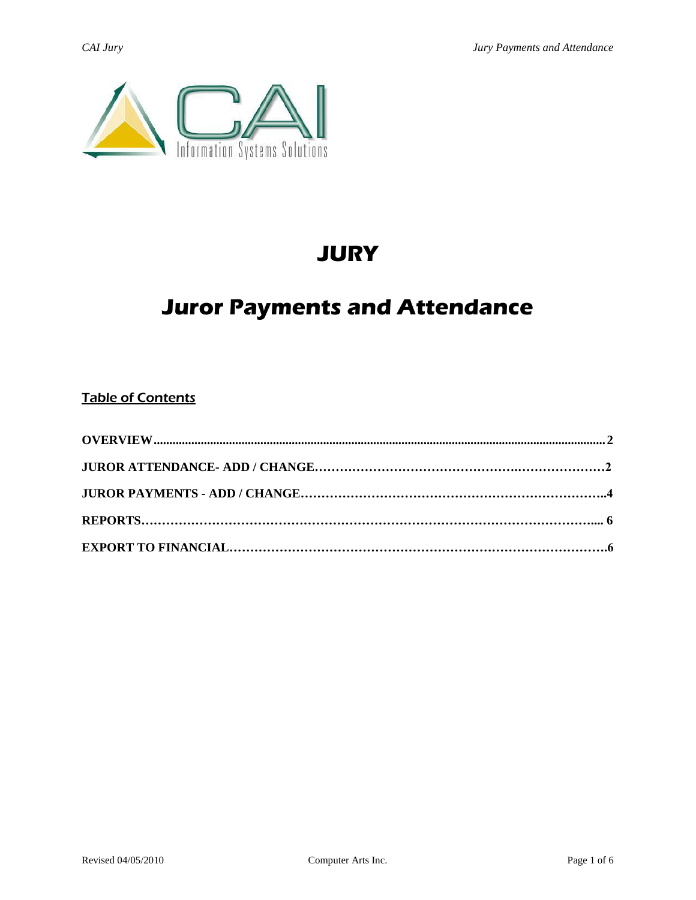# JURY

# Juror Payments and Attendance

## Table of Contents

**OVERVIEW....................................................................................................................................... 2**

**JUROR ATTENDANCE- ADD / CHANGE…………………………………….………………2**

**JUROR PAYMENTS - ADD / CHANGE…………………………………………………………..4**

**REPORTS…………………………………………………………………………………………... 6**

**EXPORT TO FINANCIAL……………………………………………………………………….6**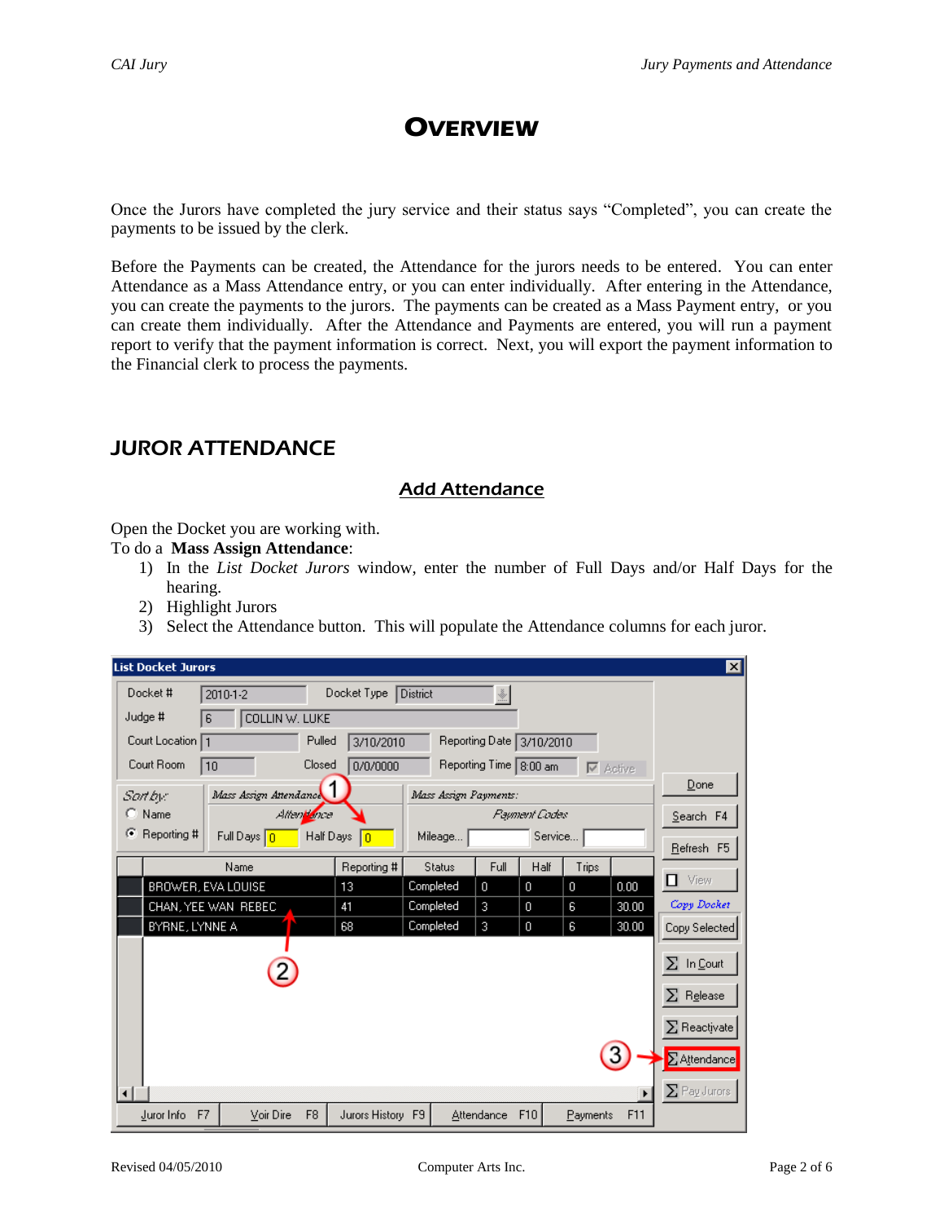# Overview

Once the Jurors have completed the jury service and their status says "Completed", you can create the payments to be issued by the clerk.

Before the Payments can be created, the Attendance for the jurors needs to be entered. You can enter Attendance as a Mass Attendance entry, or you can enter individually. After entering in the Attendance, you can create the payments to the jurors. The payments can be created as a Mass Payment entry, or you can create them individually. After the Attendance and Payments are entered, you will run a payment report to verify that the payment information is correct. Next, you will export the payment information to the Financial clerk to process the payments.

## Juror Attendance

### Add Attendance

Open the Docket you are working with.
To do a **Mass Assign Attendance**:

1) In the *List Docket Jurors* window, enter the number of Full Days and/or Half Days for the hearing.
2) Highlight Jurors
3) Select the Attendance button. This will populate the Attendance columns for each juror.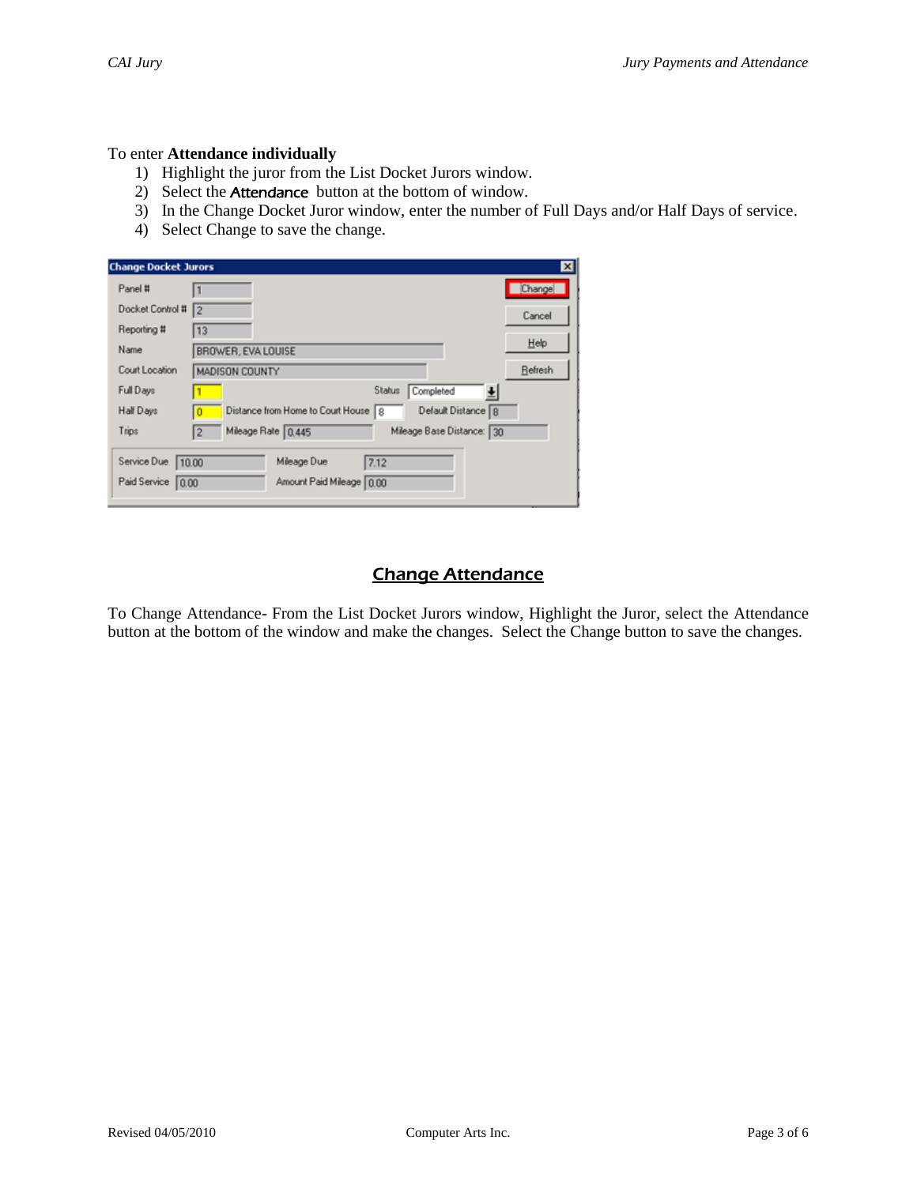To enter **Attendance individually**

1) Highlight the juror from the List Docket Jurors window.
2) Select the **Attendance** button at the bottom of window.
3) In the Change Docket Juror window, enter the number of Full Days and/or Half Days of service.
4) Select Change to save the change.

## Change Attendance

To Change Attendance- From the List Docket Jurors window, Highlight the Juror, select the Attendance button at the bottom of the window and make the changes. Select the Change button to save the changes.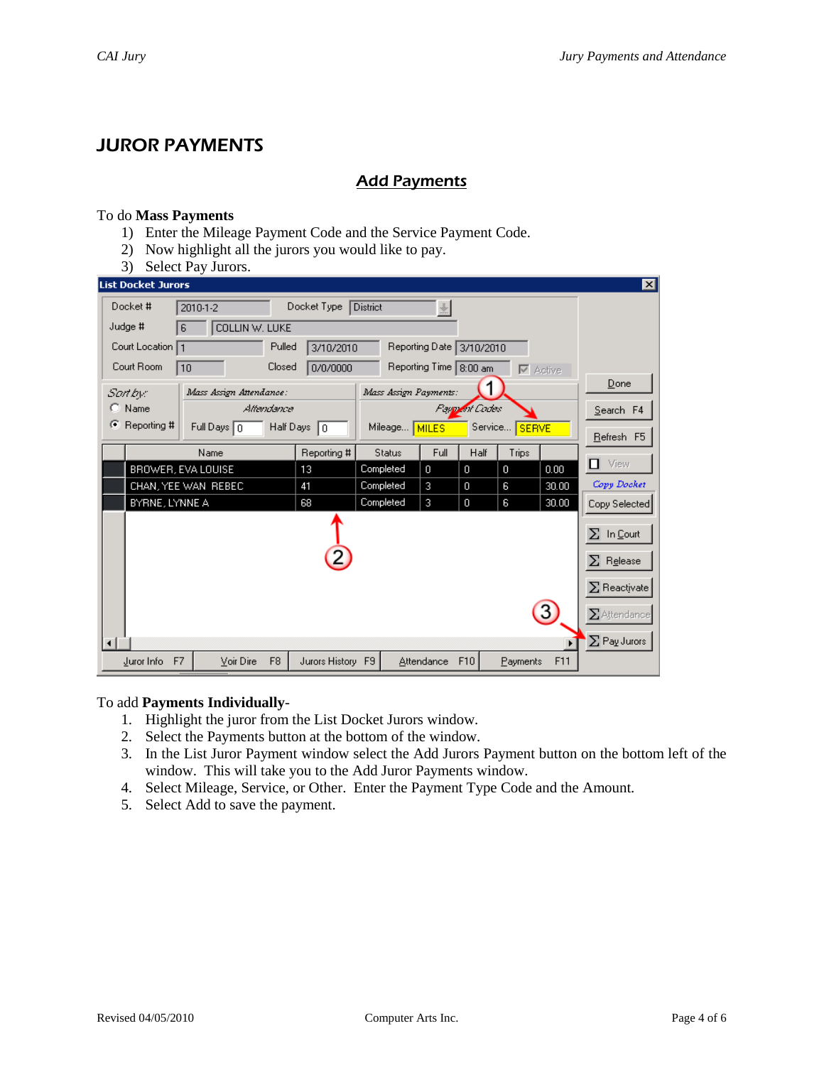# JUROR PAYMENTS

## Add Payments

To do **Mass Payments**

1) Enter the Mileage Payment Code and the Service Payment Code.
2) Now highlight all the jurors you would like to pay.
3) Select Pay Jurors.

To add **Payments Individually**-

1. Highlight the juror from the List Docket Jurors window.
2. Select the Payments button at the bottom of the window.
3. In the List Juror Payment window select the Add Jurors Payment button on the bottom left of the window. This will take you to the Add Juror Payments window.
4. Select Mileage, Service, or Other. Enter the Payment Type Code and the Amount.
5. Select Add to save the payment.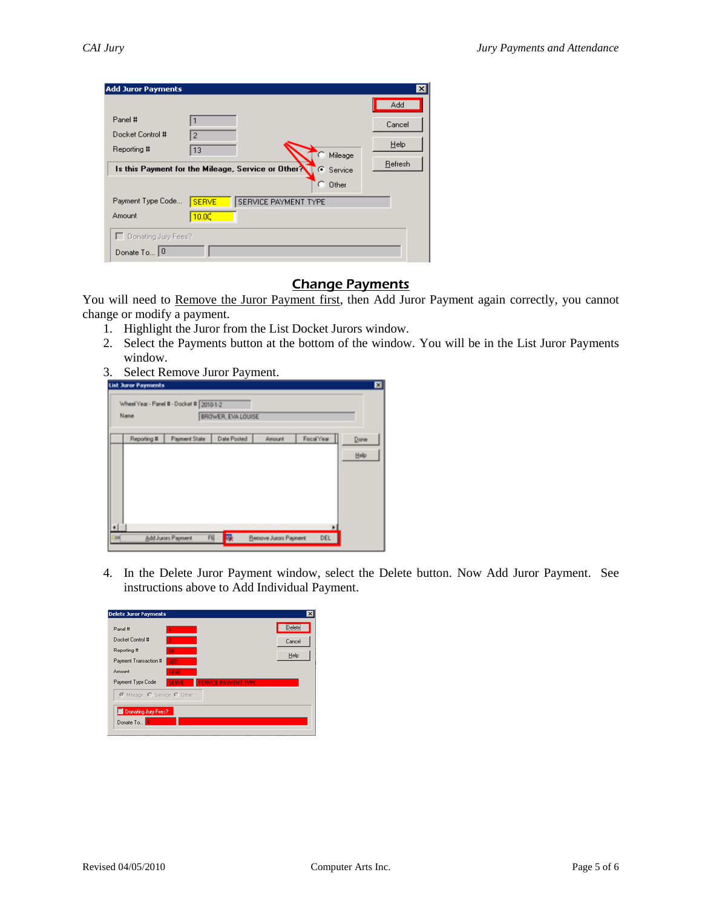## Change Payments

You will need to Remove the Juror Payment first, then Add Juror Payment again correctly, you cannot change or modify a payment.

1. Highlight the Juror from the List Docket Jurors window.
2. Select the Payments button at the bottom of the window. You will be in the List Juror Payments window.
3. Select Remove Juror Payment.

4. In the Delete Juror Payment window, select the Delete button. Now Add Juror Payment. See instructions above to Add Individual Payment.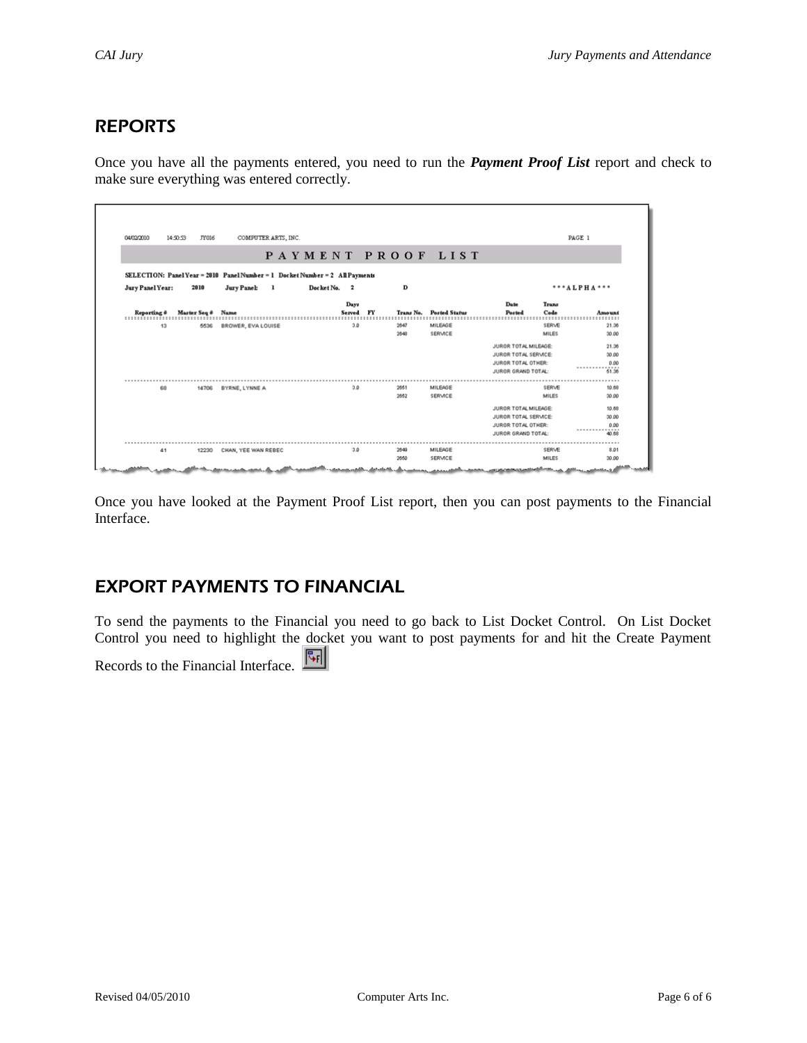## REPORTS

Once you have all the payments entered, you need to run the ***Payment Proof List*** report and check to make sure everything was entered correctly.

04/02/2010 14:50:53 JY016 COMPUTER ARTS, INC. PAGE 1

PAYMENT PROOF LIST

SELECTION: Panel Year = 2010 Panel Number = 1 Docket Number = 2 All Payments

Jury Panel Year: 2010 Jury Panel: 1 Docket No. 2 D \*\*\*ALPHA\*\*\*

| Reporting # | Master Seq # | Name | Days Served | FY | Trans No. | Posted Status | Date Posted | Trans Code | Amount |
|---|---|---|---|---|---|---|---|---|---|
| 13 | 5536 | BROWER, EVA LOUISE | 3.0 | | 2647 | MILEAGE | | SERVE | 21.36 |
| | | | | | 2648 | SERVICE | | MILES | 30.00 |
| | | | | | | | JUROR TOTAL MILEAGE: | | 21.36 |
| | | | | | | | JUROR TOTAL SERVICE: | | 30.00 |
| | | | | | | | JUROR TOTAL OTHER: | | 0.00 |
| | | | | | | | JUROR GRAND TOTAL: | | 51.36 |
| 68 | 14706 | BYRNE, LYNNE A | 3.0 | | 2651 | MILEAGE | | SERVE | 10.68 |
| | | | | | 2652 | SERVICE | | MILES | 30.00 |
| | | | | | | | JUROR TOTAL MILEAGE: | | 10.68 |
| | | | | | | | JUROR TOTAL SERVICE: | | 30.00 |
| | | | | | | | JUROR TOTAL OTHER: | | 0.00 |
| | | | | | | | JUROR GRAND TOTAL: | | 40.68 |
| 41 | 12230 | CHAN, YEE WAN REBEC | 3.0 | | 2649 | MILEAGE | | SERVE | 8.01 |
| | | | | | 2650 | SERVICE | | MILES | 30.00 |

Once you have looked at the Payment Proof List report, then you can post payments to the Financial Interface.

## EXPORT PAYMENTS TO FINANCIAL

To send the payments to the Financial you need to go back to List Docket Control. On List Docket Control you need to highlight the docket you want to post payments for and hit the Create Payment Records to the Financial Interface.